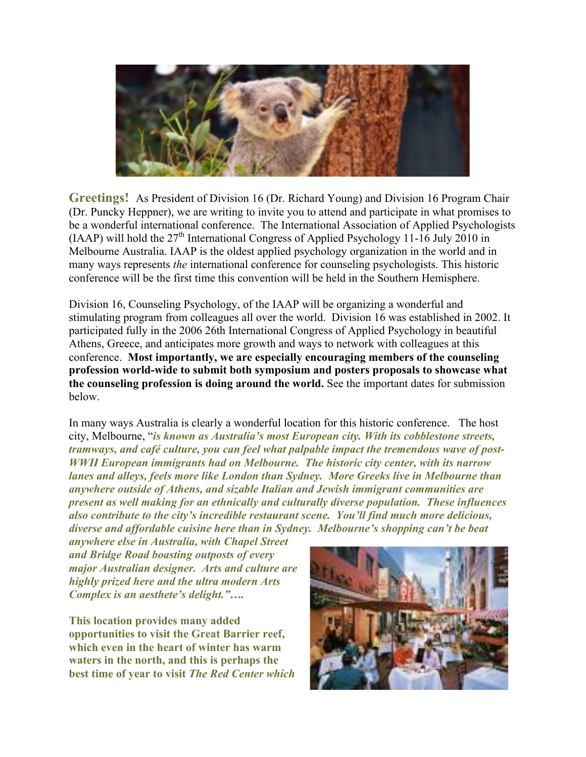**Greetings!** As President of Division 16 (Dr. Richard Young) and Division 16 Program Chair (Dr. Puncky Heppner), we are writing to invite you to attend and participate in what promises to be a wonderful international conference. The International Association of Applied Psychologists (IAAP) will hold the 27th International Congress of Applied Psychology 11-16 July 2010 in Melbourne Australia. IAAP is the oldest applied psychology organization in the world and in many ways represents *the* international conference for counseling psychologists. This historic conference will be the first time this convention will be held in the Southern Hemisphere.

Division 16, Counseling Psychology, of the IAAP will be organizing a wonderful and stimulating program from colleagues all over the world. Division 16 was established in 2002. It participated fully in the 2006 26th International Congress of Applied Psychology in beautiful Athens, Greece, and anticipates more growth and ways to network with colleagues at this conference. **Most importantly, we are especially encouraging members of the counseling profession world-wide to submit both symposium and posters proposals to showcase what the counseling profession is doing around the world.** See the important dates for submission below.

In many ways Australia is clearly a wonderful location for this historic conference. The host city, Melbourne, "***is known as Australia's most European city. With its cobblestone streets, tramways, and café culture, you can feel what palpable impact the tremendous wave of post-WWII European immigrants had on Melbourne. The historic city center, with its narrow lanes and alleys, feels more like London than Sydney. More Greeks live in Melbourne than anywhere outside of Athens, and sizable Italian and Jewish immigrant communities are present as well making for an ethnically and culturally diverse population. These influences also contribute to the city's incredible restaurant scene. You'll find much more delicious, diverse and affordable cuisine here than in Sydney. Melbourne's shopping can't be beat anywhere else in Australia, with Chapel Street and Bridge Road boasting outposts of every major Australian designer. Arts and culture are highly prized here and the ultra modern Arts Complex is an aesthete's delight."….***

**This location provides many added opportunities to visit the Great Barrier reef, which even in the heart of winter has warm waters in the north, and this is perhaps the best time of year to visit *The Red Center which***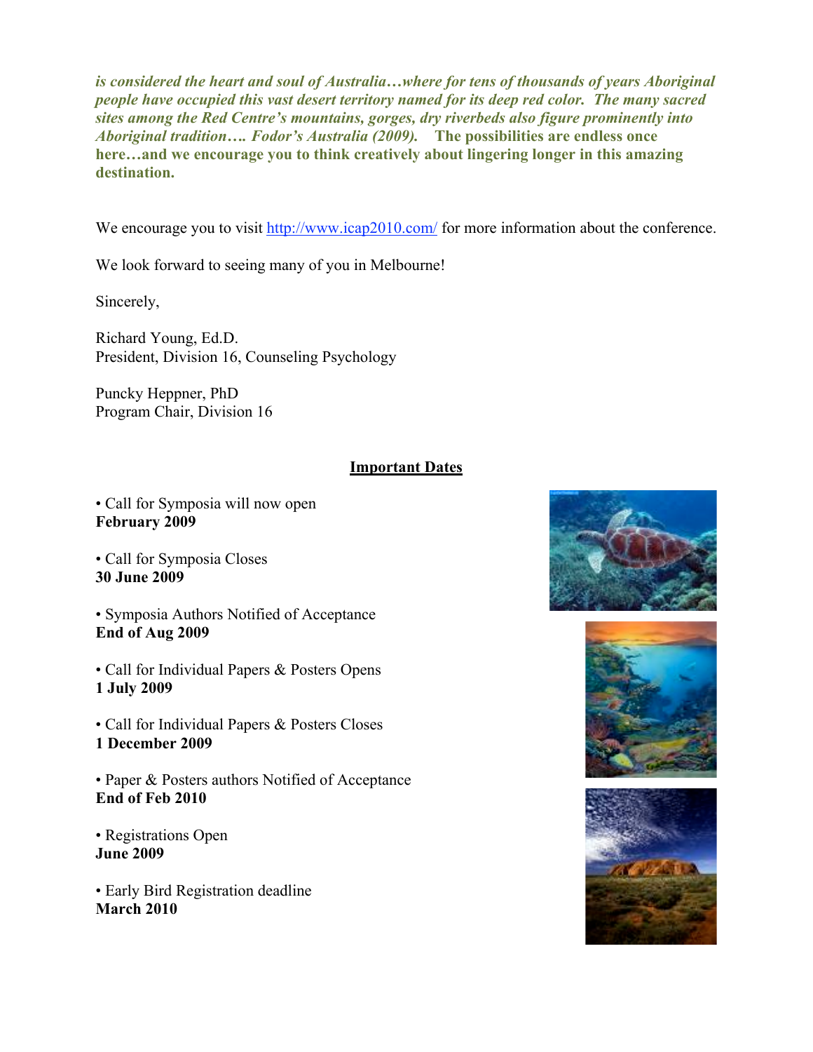***is considered the heart and soul of Australia…where for tens of thousands of years Aboriginal people have occupied this vast desert territory named for its deep red color. The many sacred sites among the Red Centre's mountains, gorges, dry riverbeds also figure prominently into Aboriginal tradition…. Fodor's Australia (2009).*** **The possibilities are endless once here…and we encourage you to think creatively about lingering longer in this amazing destination.**

We encourage you to visit http://www.icap2010.com/ for more information about the conference.

We look forward to seeing many of you in Melbourne!

Sincerely,

Richard Young, Ed.D.
President, Division 16, Counseling Psychology

Puncky Heppner, PhD
Program Chair, Division 16

## Important Dates

- Call for Symposia will now open
  **February 2009**

- Call for Symposia Closes
  **30 June 2009**

- Symposia Authors Notified of Acceptance
  **End of Aug 2009**

- Call for Individual Papers & Posters Opens
  **1 July 2009**

- Call for Individual Papers & Posters Closes
  **1 December 2009**

- Paper & Posters authors Notified of Acceptance
  **End of Feb 2010**

- Registrations Open
  **June 2009**

- Early Bird Registration deadline
  **March 2010**